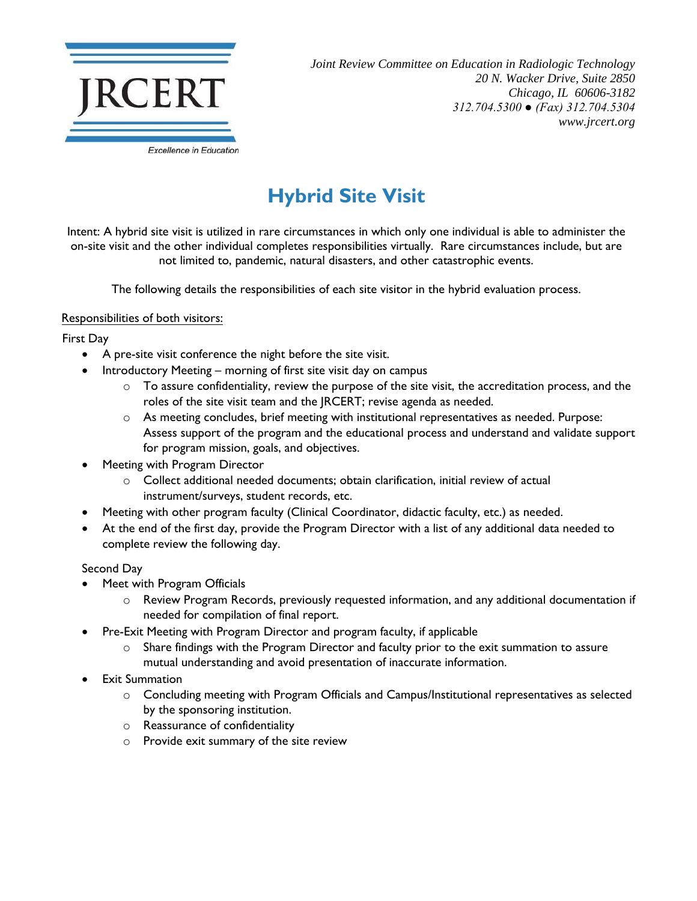JRCERT

Excellence in Education

*Joint Review Committee on Education in Radiologic Technology*
*20 N. Wacker Drive, Suite 2850*
*Chicago, IL 60606-3182*
*312.704.5300 ● (Fax) 312.704.5304*
*www.jrcert.org*

# Hybrid Site Visit

Intent: A hybrid site visit is utilized in rare circumstances in which only one individual is able to administer the on-site visit and the other individual completes responsibilities virtually. Rare circumstances include, but are not limited to, pandemic, natural disasters, and other catastrophic events.

The following details the responsibilities of each site visitor in the hybrid evaluation process.

<u>Responsibilities of both visitors:</u>

First Day

- A pre-site visit conference the night before the site visit.
- Introductory Meeting – morning of first site visit day on campus
  - To assure confidentiality, review the purpose of the site visit, the accreditation process, and the roles of the site visit team and the JRCERT; revise agenda as needed.
  - As meeting concludes, brief meeting with institutional representatives as needed. Purpose: Assess support of the program and the educational process and understand and validate support for program mission, goals, and objectives.
- Meeting with Program Director
  - Collect additional needed documents; obtain clarification, initial review of actual instrument/surveys, student records, etc.
- Meeting with other program faculty (Clinical Coordinator, didactic faculty, etc.) as needed.
- At the end of the first day, provide the Program Director with a list of any additional data needed to complete review the following day.

Second Day

- Meet with Program Officials
  - Review Program Records, previously requested information, and any additional documentation if needed for compilation of final report.
- Pre-Exit Meeting with Program Director and program faculty, if applicable
  - Share findings with the Program Director and faculty prior to the exit summation to assure mutual understanding and avoid presentation of inaccurate information.
- Exit Summation
  - Concluding meeting with Program Officials and Campus/Institutional representatives as selected by the sponsoring institution.
  - Reassurance of confidentiality
  - Provide exit summary of the site review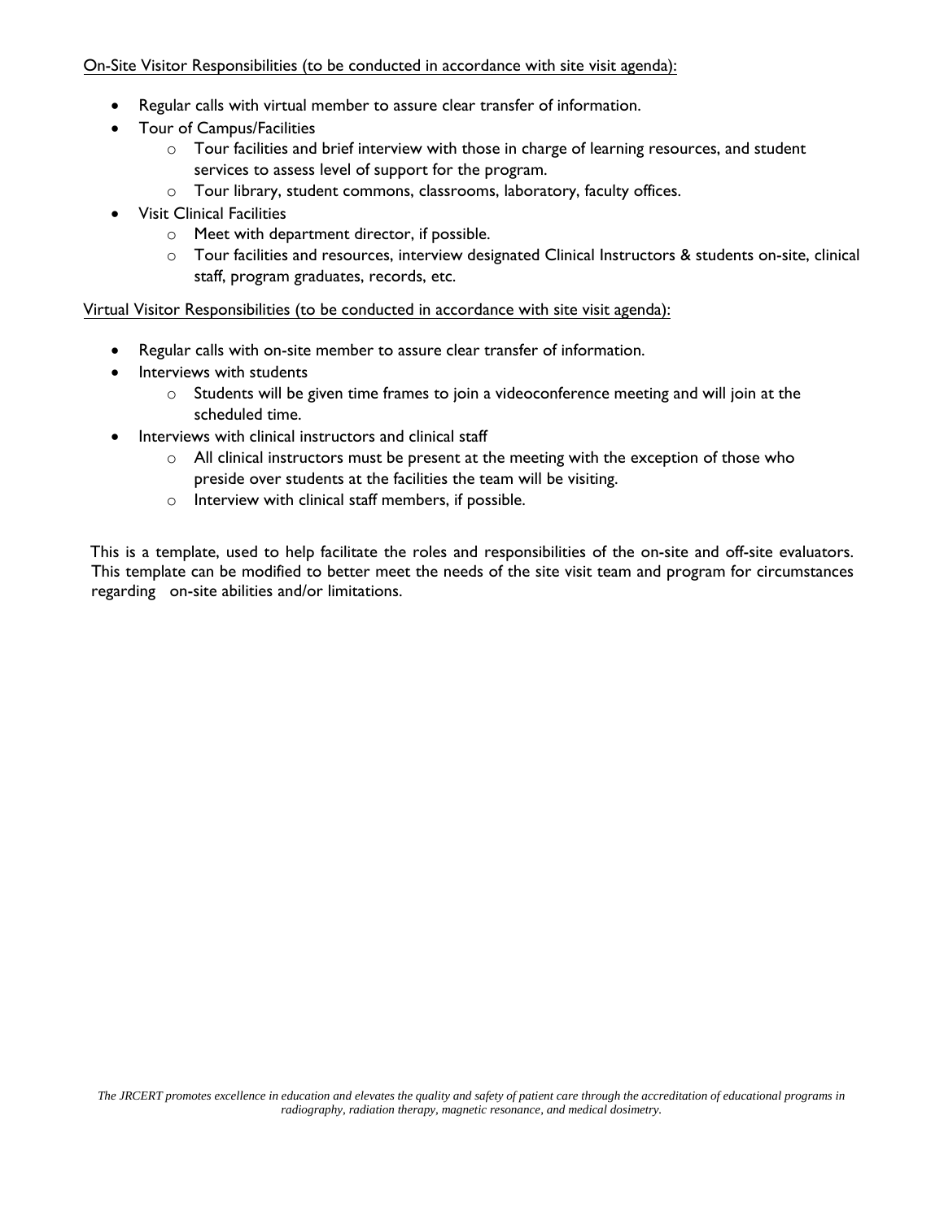On-Site Visitor Responsibilities (to be conducted in accordance with site visit agenda):

- Regular calls with virtual member to assure clear transfer of information.
- Tour of Campus/Facilities
  - Tour facilities and brief interview with those in charge of learning resources, and student services to assess level of support for the program.
  - Tour library, student commons, classrooms, laboratory, faculty offices.
- Visit Clinical Facilities
  - Meet with department director, if possible.
  - Tour facilities and resources, interview designated Clinical Instructors & students on-site, clinical staff, program graduates, records, etc.

Virtual Visitor Responsibilities (to be conducted in accordance with site visit agenda):

- Regular calls with on-site member to assure clear transfer of information.
- Interviews with students
  - Students will be given time frames to join a videoconference meeting and will join at the scheduled time.
- Interviews with clinical instructors and clinical staff
  - All clinical instructors must be present at the meeting with the exception of those who preside over students at the facilities the team will be visiting.
  - Interview with clinical staff members, if possible.

This is a template, used to help facilitate the roles and responsibilities of the on-site and off-site evaluators. This template can be modified to better meet the needs of the site visit team and program for circumstances regarding on-site abilities and/or limitations.

*The JRCERT promotes excellence in education and elevates the quality and safety of patient care through the accreditation of educational programs in radiography, radiation therapy, magnetic resonance, and medical dosimetry.*